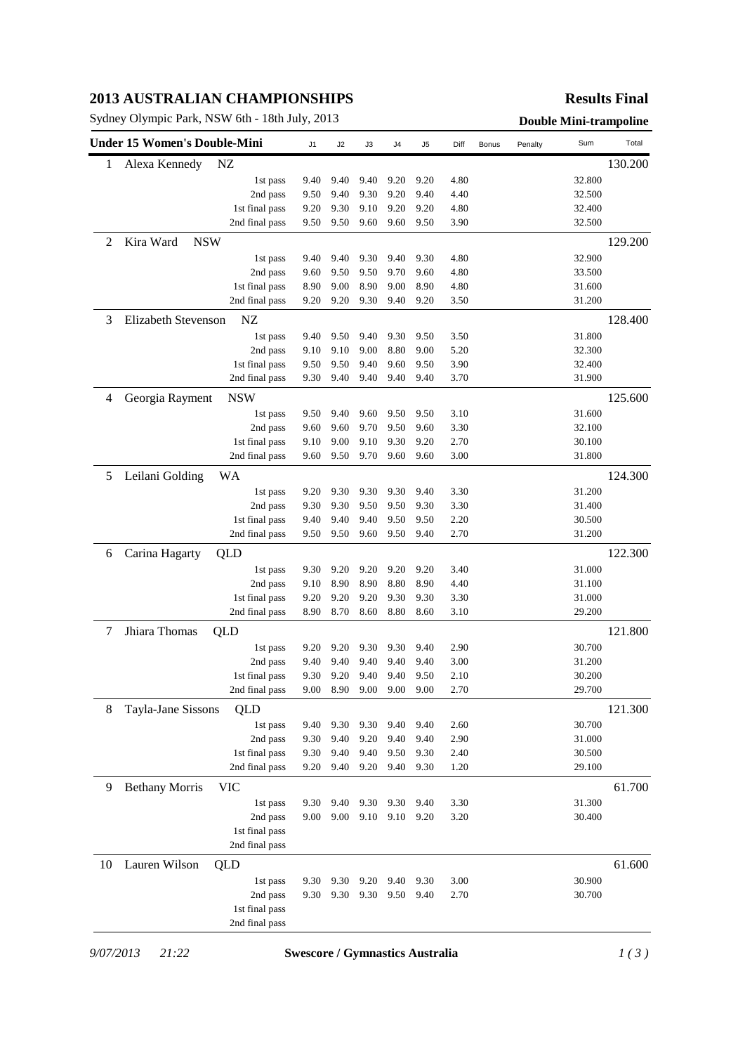# 2013 AUSTRALIAN CHAMPIONSHIPS

**Results Final**

Sydney Olympic Park, NSW 6th - 18th July, 2013

**Double Mini-trampoline**

| | Under 15 Women's Double-Mini | | J1 | J2 | J3 | J4 | J5 | Diff | Bonus | Penalty | Sum | Total |
|---|---|---|---|---|---|---|---|---|---|---|---|---|
| 1 | Alexa Kennedy | NZ | | | | | | | | | | 130.200 |
| | | 1st pass | 9.40 | 9.40 | 9.40 | 9.20 | 9.20 | 4.80 | | | 32.800 | |
| | | 2nd pass | 9.50 | 9.40 | 9.30 | 9.20 | 9.40 | 4.40 | | | 32.500 | |
| | | 1st final pass | 9.20 | 9.30 | 9.10 | 9.20 | 9.20 | 4.80 | | | 32.400 | |
| | | 2nd final pass | 9.50 | 9.50 | 9.60 | 9.60 | 9.50 | 3.90 | | | 32.500 | |
| 2 | Kira Ward | NSW | | | | | | | | | | 129.200 |
| | | 1st pass | 9.40 | 9.40 | 9.30 | 9.40 | 9.30 | 4.80 | | | 32.900 | |
| | | 2nd pass | 9.60 | 9.50 | 9.50 | 9.70 | 9.60 | 4.80 | | | 33.500 | |
| | | 1st final pass | 8.90 | 9.00 | 8.90 | 9.00 | 8.90 | 4.80 | | | 31.600 | |
| | | 2nd final pass | 9.20 | 9.20 | 9.30 | 9.40 | 9.20 | 3.50 | | | 31.200 | |
| 3 | Elizabeth Stevenson | NZ | | | | | | | | | | 128.400 |
| | | 1st pass | 9.40 | 9.50 | 9.40 | 9.30 | 9.50 | 3.50 | | | 31.800 | |
| | | 2nd pass | 9.10 | 9.10 | 9.00 | 8.80 | 9.00 | 5.20 | | | 32.300 | |
| | | 1st final pass | 9.50 | 9.50 | 9.40 | 9.60 | 9.50 | 3.90 | | | 32.400 | |
| | | 2nd final pass | 9.30 | 9.40 | 9.40 | 9.40 | 9.40 | 3.70 | | | 31.900 | |
| 4 | Georgia Rayment | NSW | | | | | | | | | | 125.600 |
| | | 1st pass | 9.50 | 9.40 | 9.60 | 9.50 | 9.50 | 3.10 | | | 31.600 | |
| | | 2nd pass | 9.60 | 9.60 | 9.70 | 9.50 | 9.60 | 3.30 | | | 32.100 | |
| | | 1st final pass | 9.10 | 9.00 | 9.10 | 9.30 | 9.20 | 2.70 | | | 30.100 | |
| | | 2nd final pass | 9.60 | 9.50 | 9.70 | 9.60 | 9.60 | 3.00 | | | 31.800 | |
| 5 | Leilani Golding | WA | | | | | | | | | | 124.300 |
| | | 1st pass | 9.20 | 9.30 | 9.30 | 9.30 | 9.40 | 3.30 | | | 31.200 | |
| | | 2nd pass | 9.30 | 9.30 | 9.50 | 9.50 | 9.30 | 3.30 | | | 31.400 | |
| | | 1st final pass | 9.40 | 9.40 | 9.40 | 9.50 | 9.50 | 2.20 | | | 30.500 | |
| | | 2nd final pass | 9.50 | 9.50 | 9.60 | 9.50 | 9.40 | 2.70 | | | 31.200 | |
| 6 | Carina Hagarty | QLD | | | | | | | | | | 122.300 |
| | | 1st pass | 9.30 | 9.20 | 9.20 | 9.20 | 9.20 | 3.40 | | | 31.000 | |
| | | 2nd pass | 9.10 | 8.90 | 8.90 | 8.80 | 8.90 | 4.40 | | | 31.100 | |
| | | 1st final pass | 9.20 | 9.20 | 9.20 | 9.30 | 9.30 | 3.30 | | | 31.000 | |
| | | 2nd final pass | 8.90 | 8.70 | 8.60 | 8.80 | 8.60 | 3.10 | | | 29.200 | |
| 7 | Jhiara Thomas | QLD | | | | | | | | | | 121.800 |
| | | 1st pass | 9.20 | 9.20 | 9.30 | 9.30 | 9.40 | 2.90 | | | 30.700 | |
| | | 2nd pass | 9.40 | 9.40 | 9.40 | 9.40 | 9.40 | 3.00 | | | 31.200 | |
| | | 1st final pass | 9.30 | 9.20 | 9.40 | 9.40 | 9.50 | 2.10 | | | 30.200 | |
| | | 2nd final pass | 9.00 | 8.90 | 9.00 | 9.00 | 9.00 | 2.70 | | | 29.700 | |
| 8 | Tayla-Jane Sissons | QLD | | | | | | | | | | 121.300 |
| | | 1st pass | 9.40 | 9.30 | 9.30 | 9.40 | 9.40 | 2.60 | | | 30.700 | |
| | | 2nd pass | 9.30 | 9.40 | 9.20 | 9.40 | 9.40 | 2.90 | | | 31.000 | |
| | | 1st final pass | 9.30 | 9.40 | 9.40 | 9.50 | 9.30 | 2.40 | | | 30.500 | |
| | | 2nd final pass | 9.20 | 9.40 | 9.20 | 9.40 | 9.30 | 1.20 | | | 29.100 | |
| 9 | Bethany Morris | VIC | | | | | | | | | | 61.700 |
| | | 1st pass | 9.30 | 9.40 | 9.30 | 9.30 | 9.40 | 3.30 | | | 31.300 | |
| | | 2nd pass | 9.00 | 9.00 | 9.10 | 9.10 | 9.20 | 3.20 | | | 30.400 | |
| | | 1st final pass | | | | | | | | | | |
| | | 2nd final pass | | | | | | | | | | |
| 10 | Lauren Wilson | QLD | | | | | | | | | | 61.600 |
| | | 1st pass | 9.30 | 9.30 | 9.20 | 9.40 | 9.30 | 3.00 | | | 30.900 | |
| | | 2nd pass | 9.30 | 9.30 | 9.30 | 9.50 | 9.40 | 2.70 | | | 30.700 | |
| | | 1st final pass | | | | | | | | | | |
| | | 2nd final pass | | | | | | | | | | |

*9/07/2013 21:22* **Swescore / Gymnastics Australia**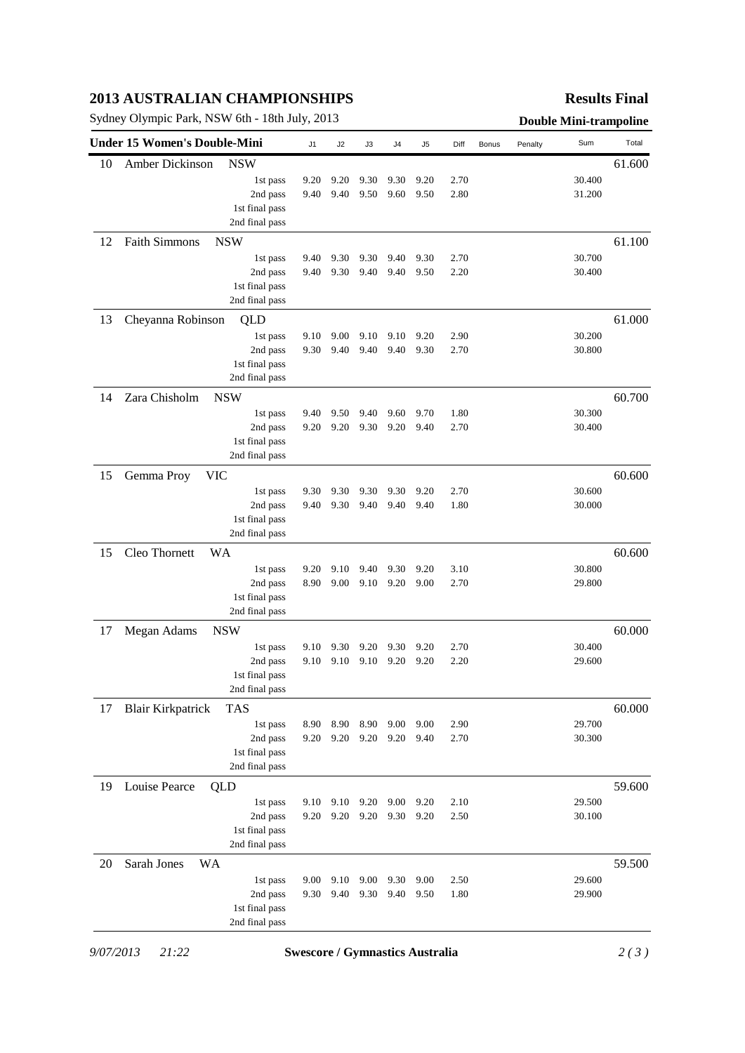# 2013 AUSTRALIAN CHAMPIONSHIPS

**Results Final**

Sydney Olympic Park, NSW 6th - 18th July, 2013

**Double Mini-trampoline**

| Under 15 Women's Double-Mini | | J1 | J2 | J3 | J4 | J5 | Diff | Bonus | Penalty | Sum | Total |
|---|---|---|---|---|---|---|---|---|---|---|---|
| 10 | Amber Dickinson NSW | | | | | | | | | | 61.600 |
| | 1st pass | 9.20 | 9.20 | 9.30 | 9.30 | 9.20 | 2.70 | | | 30.400 | |
| | 2nd pass | 9.40 | 9.40 | 9.50 | 9.60 | 9.50 | 2.80 | | | 31.200 | |
| | 1st final pass | | | | | | | | | | |
| | 2nd final pass | | | | | | | | | | |
| 12 | Faith Simmons NSW | | | | | | | | | | 61.100 |
| | 1st pass | 9.40 | 9.30 | 9.30 | 9.40 | 9.30 | 2.70 | | | 30.700 | |
| | 2nd pass | 9.40 | 9.30 | 9.40 | 9.40 | 9.50 | 2.20 | | | 30.400 | |
| | 1st final pass | | | | | | | | | | |
| | 2nd final pass | | | | | | | | | | |
| 13 | Cheyanna Robinson QLD | | | | | | | | | | 61.000 |
| | 1st pass | 9.10 | 9.00 | 9.10 | 9.10 | 9.20 | 2.90 | | | 30.200 | |
| | 2nd pass | 9.30 | 9.40 | 9.40 | 9.40 | 9.30 | 2.70 | | | 30.800 | |
| | 1st final pass | | | | | | | | | | |
| | 2nd final pass | | | | | | | | | | |
| 14 | Zara Chisholm NSW | | | | | | | | | | 60.700 |
| | 1st pass | 9.40 | 9.50 | 9.40 | 9.60 | 9.70 | 1.80 | | | 30.300 | |
| | 2nd pass | 9.20 | 9.20 | 9.30 | 9.20 | 9.40 | 2.70 | | | 30.400 | |
| | 1st final pass | | | | | | | | | | |
| | 2nd final pass | | | | | | | | | | |
| 15 | Gemma Proy VIC | | | | | | | | | | 60.600 |
| | 1st pass | 9.30 | 9.30 | 9.30 | 9.30 | 9.20 | 2.70 | | | 30.600 | |
| | 2nd pass | 9.40 | 9.30 | 9.40 | 9.40 | 9.40 | 1.80 | | | 30.000 | |
| | 1st final pass | | | | | | | | | | |
| | 2nd final pass | | | | | | | | | | |
| 15 | Cleo Thornett WA | | | | | | | | | | 60.600 |
| | 1st pass | 9.20 | 9.10 | 9.40 | 9.30 | 9.20 | 3.10 | | | 30.800 | |
| | 2nd pass | 8.90 | 9.00 | 9.10 | 9.20 | 9.00 | 2.70 | | | 29.800 | |
| | 1st final pass | | | | | | | | | | |
| | 2nd final pass | | | | | | | | | | |
| 17 | Megan Adams NSW | | | | | | | | | | 60.000 |
| | 1st pass | 9.10 | 9.30 | 9.20 | 9.30 | 9.20 | 2.70 | | | 30.400 | |
| | 2nd pass | 9.10 | 9.10 | 9.10 | 9.20 | 9.20 | 2.20 | | | 29.600 | |
| | 1st final pass | | | | | | | | | | |
| | 2nd final pass | | | | | | | | | | |
| 17 | Blair Kirkpatrick TAS | | | | | | | | | | 60.000 |
| | 1st pass | 8.90 | 8.90 | 8.90 | 9.00 | 9.00 | 2.90 | | | 29.700 | |
| | 2nd pass | 9.20 | 9.20 | 9.20 | 9.20 | 9.40 | 2.70 | | | 30.300 | |
| | 1st final pass | | | | | | | | | | |
| | 2nd final pass | | | | | | | | | | |
| 19 | Louise Pearce QLD | | | | | | | | | | 59.600 |
| | 1st pass | 9.10 | 9.10 | 9.20 | 9.00 | 9.20 | 2.10 | | | 29.500 | |
| | 2nd pass | 9.20 | 9.20 | 9.20 | 9.30 | 9.20 | 2.50 | | | 30.100 | |
| | 1st final pass | | | | | | | | | | |
| | 2nd final pass | | | | | | | | | | |
| 20 | Sarah Jones WA | | | | | | | | | | 59.500 |
| | 1st pass | 9.00 | 9.10 | 9.00 | 9.30 | 9.00 | 2.50 | | | 29.600 | |
| | 2nd pass | 9.30 | 9.40 | 9.30 | 9.40 | 9.50 | 1.80 | | | 29.900 | |
| | 1st final pass | | | | | | | | | | |
| | 2nd final pass | | | | | | | | | | |

*9/07/2013 21:22* **Swescore / Gymnastics Australia**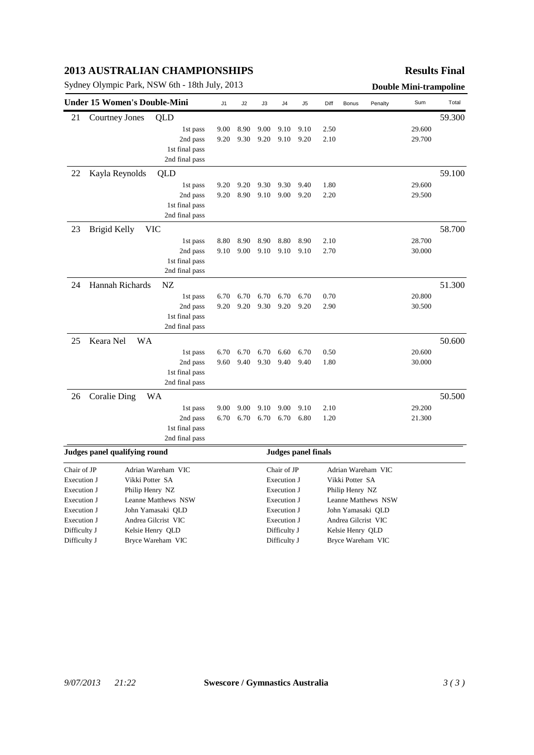# 2013 AUSTRALIAN CHAMPIONSHIPS

**Results Final**

Sydney Olympic Park, NSW 6th - 18th July, 2013

**Double Mini-trampoline**

| Under 15 Women's Double-Mini | | J1 | J2 | J3 | J4 | J5 | Diff | Bonus | Penalty | Sum | Total |
|---|---|---|---|---|---|---|---|---|---|---|---|
| 21 | Courtney Jones QLD | | | | | | | | | | 59.300 |
| | 1st pass | 9.00 | 8.90 | 9.00 | 9.10 | 9.10 | 2.50 | | | 29.600 | |
| | 2nd pass | 9.20 | 9.30 | 9.20 | 9.10 | 9.20 | 2.10 | | | 29.700 | |
| | 1st final pass | | | | | | | | | | |
| | 2nd final pass | | | | | | | | | | |
| 22 | Kayla Reynolds QLD | | | | | | | | | | 59.100 |
| | 1st pass | 9.20 | 9.20 | 9.30 | 9.30 | 9.40 | 1.80 | | | 29.600 | |
| | 2nd pass | 9.20 | 8.90 | 9.10 | 9.00 | 9.20 | 2.20 | | | 29.500 | |
| | 1st final pass | | | | | | | | | | |
| | 2nd final pass | | | | | | | | | | |
| 23 | Brigid Kelly VIC | | | | | | | | | | 58.700 |
| | 1st pass | 8.80 | 8.90 | 8.90 | 8.80 | 8.90 | 2.10 | | | 28.700 | |
| | 2nd pass | 9.10 | 9.00 | 9.10 | 9.10 | 9.10 | 2.70 | | | 30.000 | |
| | 1st final pass | | | | | | | | | | |
| | 2nd final pass | | | | | | | | | | |
| 24 | Hannah Richards NZ | | | | | | | | | | 51.300 |
| | 1st pass | 6.70 | 6.70 | 6.70 | 6.70 | 6.70 | 0.70 | | | 20.800 | |
| | 2nd pass | 9.20 | 9.20 | 9.30 | 9.20 | 9.20 | 2.90 | | | 30.500 | |
| | 1st final pass | | | | | | | | | | |
| | 2nd final pass | | | | | | | | | | |
| 25 | Keara Nel WA | | | | | | | | | | 50.600 |
| | 1st pass | 6.70 | 6.70 | 6.70 | 6.60 | 6.70 | 0.50 | | | 20.600 | |
| | 2nd pass | 9.60 | 9.40 | 9.30 | 9.40 | 9.40 | 1.80 | | | 30.000 | |
| | 1st final pass | | | | | | | | | | |
| | 2nd final pass | | | | | | | | | | |
| 26 | Coralie Ding WA | | | | | | | | | | 50.500 |
| | 1st pass | 9.00 | 9.00 | 9.10 | 9.00 | 9.10 | 2.10 | | | 29.200 | |
| | 2nd pass | 6.70 | 6.70 | 6.70 | 6.70 | 6.80 | 1.20 | | | 21.300 | |
| | 1st final pass | | | | | | | | | | |
| | 2nd final pass | | | | | | | | | | |

| Judges panel qualifying round | | Judges panel finals | |
|---|---|---|---|
| Chair of JP | Adrian Wareham VIC | Chair of JP | Adrian Wareham VIC |
| Execution J | Vikki Potter SA | Execution J | Vikki Potter SA |
| Execution J | Philip Henry NZ | Execution J | Philip Henry NZ |
| Execution J | Leanne Matthews NSW | Execution J | Leanne Matthews NSW |
| Execution J | John Yamasaki QLD | Execution J | John Yamasaki QLD |
| Execution J | Andrea Gilcrist VIC | Execution J | Andrea Gilcrist VIC |
| Difficulty J | Kelsie Henry QLD | Difficulty J | Kelsie Henry QLD |
| Difficulty J | Bryce Wareham VIC | Difficulty J | Bryce Wareham VIC |

9/07/2013 21:22 **Swescore / Gymnastics Australia**